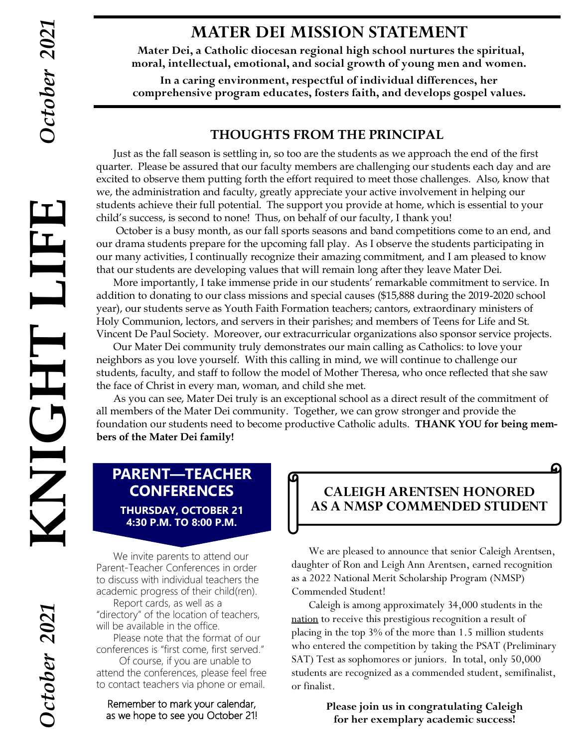# MATER DEI MISSION STATEMENT

**Mater Dei, a Catholic diocesan regional high school nurtures the spiritual, moral, intellectual, emotional, and social growth of young men and women.**

**In a caring environment, respectful of individual differences, her comprehensive program educates, fosters faith, and develops gospel values.**

## THOUGHTS FROM THE PRINCIPAL

Just as the fall season is settling in, so too are the students as we approach the end of the first quarter. Please be assured that our faculty members are challenging our students each day and are excited to observe them putting forth the effort required to meet those challenges. Also, know that we, the administration and faculty, greatly appreciate your active involvement in helping our students achieve their full potential. The support you provide at home, which is essential to your child's success, is second to none! Thus, on behalf of our faculty, I thank you!

October is a busy month, as our fall sports seasons and band competitions come to an end, and our drama students prepare for the upcoming fall play. As I observe the students participating in our many activities, I continually recognize their amazing commitment, and I am pleased to know that our students are developing values that will remain long after they leave Mater Dei.

More importantly, I take immense pride in our students' remarkable commitment to service. In addition to donating to our class missions and special causes ($15,888 during the 2019-2020 school year), our students serve as Youth Faith Formation teachers; cantors, extraordinary ministers of Holy Communion, lectors, and servers in their parishes; and members of Teens for Life and St. Vincent De Paul Society. Moreover, our extracurricular organizations also sponsor service projects.

Our Mater Dei community truly demonstrates our main calling as Catholics: to love your neighbors as you love yourself. With this calling in mind, we will continue to challenge our students, faculty, and staff to follow the model of Mother Theresa, who once reflected that she saw the face of Christ in every man, woman, and child she met.

As you can see, Mater Dei truly is an exceptional school as a direct result of the commitment of all members of the Mater Dei community. Together, we can grow stronger and provide the foundation our students need to become productive Catholic adults. **THANK YOU for being members of the Mater Dei family!**

## PARENT—TEACHER CONFERENCES

**THURSDAY, OCTOBER 21**
**4:30 P.M. TO 8:00 P.M.**

We invite parents to attend our Parent-Teacher Conferences in order to discuss with individual teachers the academic progress of their child(ren).

Report cards, as well as a "directory" of the location of teachers, will be available in the office.

Please note that the format of our conferences is "first come, first served."

Of course, if you are unable to attend the conferences, please feel free to contact teachers via phone or email.

Remember to mark your calendar, as we hope to see you October 21!

## CALEIGH ARENTSEN HONORED AS A NMSP COMMENDED STUDENT

We are pleased to announce that senior Caleigh Arentsen, daughter of Ron and Leigh Ann Arentsen, earned recognition as a 2022 National Merit Scholarship Program (NMSP) Commended Student!

Caleigh is among approximately 34,000 students in the nation to receive this prestigious recognition a result of placing in the top 3% of the more than 1.5 million students who entered the competition by taking the PSAT (Preliminary SAT) Test as sophomores or juniors. In total, only 50,000 students are recognized as a commended student, semifinalist, or finalist.

**Please join us in congratulating Caleigh for her exemplary academic success!**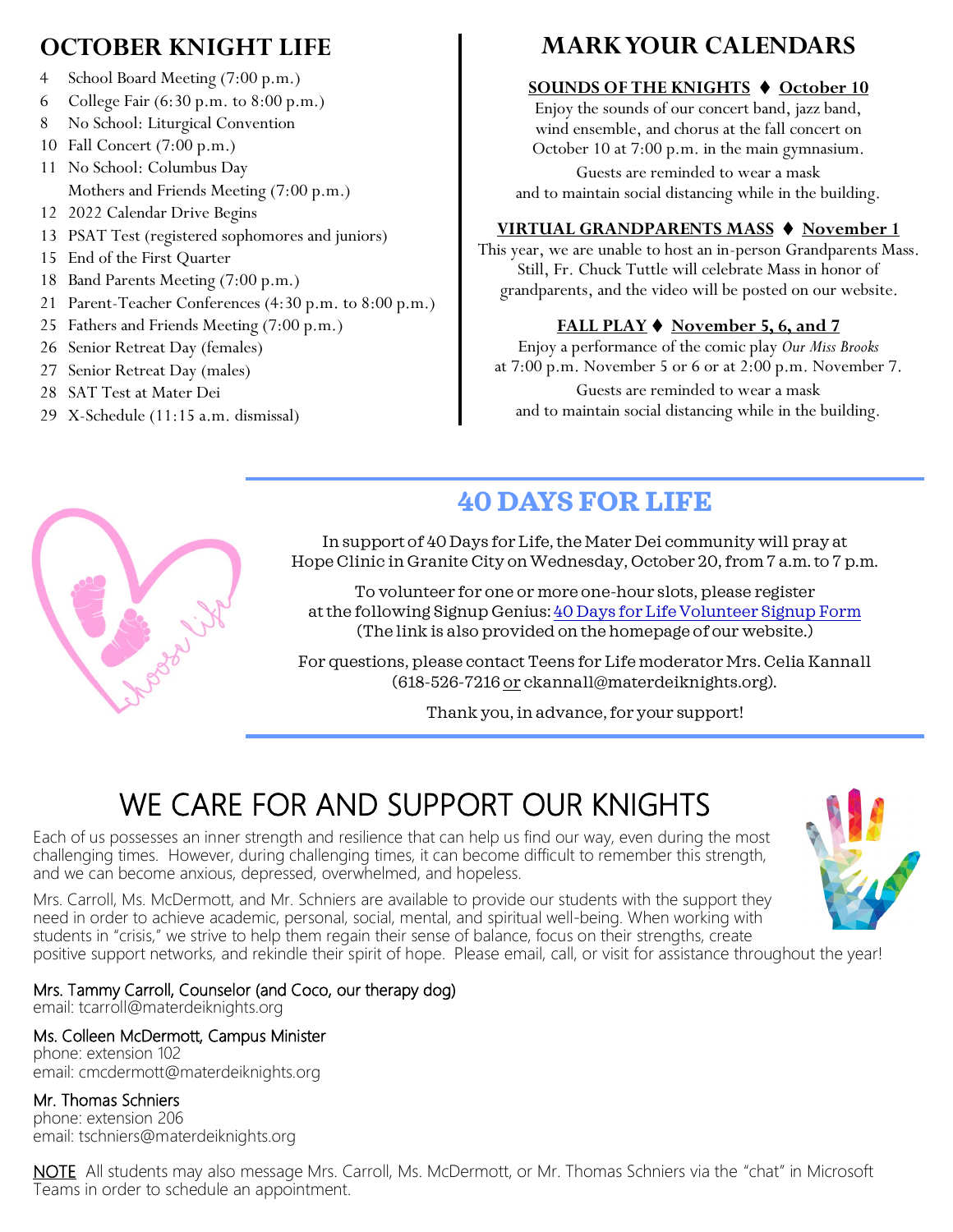## OCTOBER KNIGHT LIFE

4 School Board Meeting (7:00 p.m.)
6 College Fair (6:30 p.m. to 8:00 p.m.)
8 No School: Liturgical Convention
10 Fall Concert (7:00 p.m.)
11 No School: Columbus Day
Mothers and Friends Meeting (7:00 p.m.)
12 2022 Calendar Drive Begins
13 PSAT Test (registered sophomores and juniors)
15 End of the First Quarter
18 Band Parents Meeting (7:00 p.m.)
21 Parent-Teacher Conferences (4:30 p.m. to 8:00 p.m.)
25 Fathers and Friends Meeting (7:00 p.m.)
26 Senior Retreat Day (females)
27 Senior Retreat Day (males)
28 SAT Test at Mater Dei
29 X-Schedule (11:15 a.m. dismissal)

## MARK YOUR CALENDARS

**SOUNDS OF THE KNIGHTS ♦ October 10**

Enjoy the sounds of our concert band, jazz band, wind ensemble, and chorus at the fall concert on October 10 at 7:00 p.m. in the main gymnasium.

Guests are reminded to wear a mask and to maintain social distancing while in the building.

**VIRTUAL GRANDPARENTS MASS ♦ November 1**

This year, we are unable to host an in-person Grandparents Mass. Still, Fr. Chuck Tuttle will celebrate Mass in honor of grandparents, and the video will be posted on our website.

**FALL PLAY ♦ November 5, 6, and 7**

Enjoy a performance of the comic play *Our Miss Brooks* at 7:00 p.m. November 5 or 6 or at 2:00 p.m. November 7.

Guests are reminded to wear a mask and to maintain social distancing while in the building.

## 40 DAYS FOR LIFE

In support of 40 Days for Life, the Mater Dei community will pray at Hope Clinic in Granite City on Wednesday, October 20, from 7 a.m. to 7 p.m.

To volunteer for one or more one-hour slots, please register at the following Signup Genius: 40 Days for Life Volunteer Signup Form
(The link is also provided on the homepage of our website.)

For questions, please contact Teens for Life moderator Mrs. Celia Kannall (618-526-7216 or ckannall@materdeiknights.org).

Thank you, in advance, for your support!

# WE CARE FOR AND SUPPORT OUR KNIGHTS

Each of us possesses an inner strength and resilience that can help us find our way, even during the most challenging times. However, during challenging times, it can become difficult to remember this strength, and we can become anxious, depressed, overwhelmed, and hopeless.

Mrs. Carroll, Ms. McDermott, and Mr. Schniers are available to provide our students with the support they need in order to achieve academic, personal, social, mental, and spiritual well-being. When working with students in "crisis," we strive to help them regain their sense of balance, focus on their strengths, create positive support networks, and rekindle their spirit of hope. Please email, call, or visit for assistance throughout the year!

**Mrs. Tammy Carroll, Counselor (and Coco, our therapy dog)**
email: tcarroll@materdeiknights.org

**Ms. Colleen McDermott, Campus Minister**
phone: extension 102
email: cmcdermott@materdeiknights.org

**Mr. Thomas Schniers**
phone: extension 206
email: tschniers@materdeiknights.org

NOTE All students may also message Mrs. Carroll, Ms. McDermott, or Mr. Thomas Schniers via the "chat" in Microsoft Teams in order to schedule an appointment.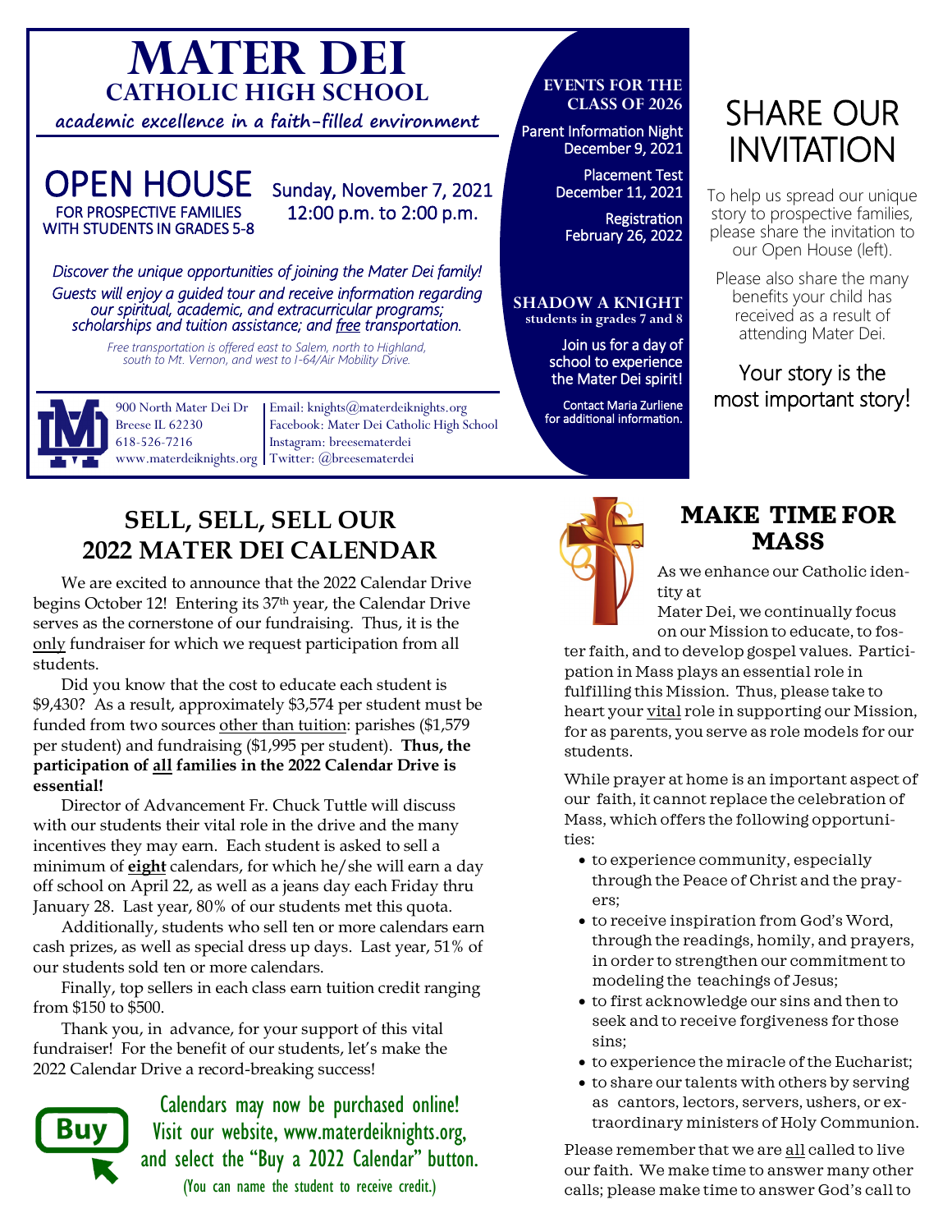# MATER DEI
## CATHOLIC HIGH SCHOOL

**academic excellence in a faith-filled environment**

## OPEN HOUSE
FOR PROSPECTIVE FAMILIES WITH STUDENTS IN GRADES 5-8

Sunday, November 7, 2021
12:00 p.m. to 2:00 p.m.

*Discover the unique opportunities of joining the Mater Dei family!*
*Guests will enjoy a guided tour and receive information regarding our spiritual, academic, and extracurricular programs; scholarships and tuition assistance; and free transportation.*

*Free transportation is offered east to Salem, north to Highland, south to Mt. Vernon, and west to I-64/Air Mobility Drive.*

900 North Mater Dei Dr
Breese IL 62230
618-526-7216
www.materdeiknights.org

Email: knights@materdeiknights.org
Facebook: Mater Dei Catholic High School
Instagram: breesematerdei
Twitter: @breesematerdei

### EVENTS FOR THE CLASS OF 2026

Parent Information Night
December 9, 2021

Placement Test
December 11, 2021

Registration
February 26, 2022

### SHADOW A KNIGHT
**students in grades 7 and 8**

Join us for a day of school to experience the Mater Dei spirit!

Contact Maria Zurliene for additional information.

## SHARE OUR INVITATION

To help us spread our unique story to prospective families, please share the invitation to our Open House (left).

Please also share the many benefits your child has received as a result of attending Mater Dei.

Your story is the most important story!

## SELL, SELL, SELL OUR 2022 MATER DEI CALENDAR

We are excited to announce that the 2022 Calendar Drive begins October 12! Entering its 37th year, the Calendar Drive serves as the cornerstone of our fundraising. Thus, it is the only fundraiser for which we request participation from all students.

Did you know that the cost to educate each student is $9,430? As a result, approximately $3,574 per student must be funded from two sources other than tuition: parishes ($1,579 per student) and fundraising ($1,995 per student). **Thus, the participation of all families in the 2022 Calendar Drive is essential!**

Director of Advancement Fr. Chuck Tuttle will discuss with our students their vital role in the drive and the many incentives they may earn. Each student is asked to sell a minimum of **eight** calendars, for which he/she will earn a day off school on April 22, as well as a jeans day each Friday thru January 28. Last year, 80% of our students met this quota.

Additionally, students who sell ten or more calendars earn cash prizes, as well as special dress up days. Last year, 51% of our students sold ten or more calendars.

Finally, top sellers in each class earn tuition credit ranging from $150 to $500.

Thank you, in advance, for your support of this vital fundraiser! For the benefit of our students, let's make the 2022 Calendar Drive a record-breaking success!

Buy

Calendars may now be purchased online! Visit our website, www.materdeiknights.org, and select the "Buy a 2022 Calendar" button.
(You can name the student to receive credit.)

## MAKE TIME FOR MASS

As we enhance our Catholic identity at Mater Dei, we continually focus on our Mission to educate, to foster faith, and to develop gospel values. Participation in Mass plays an essential role in fulfilling this Mission. Thus, please take to heart your vital role in supporting our Mission, for as parents, you serve as role models for our students.

While prayer at home is an important aspect of our faith, it cannot replace the celebration of Mass, which offers the following opportunities:

- to experience community, especially through the Peace of Christ and the prayers;
- to receive inspiration from God's Word, through the readings, homily, and prayers, in order to strengthen our commitment to modeling the teachings of Jesus;
- to first acknowledge our sins and then to seek and to receive forgiveness for those sins;
- to experience the miracle of the Eucharist;
- to share our talents with others by serving as cantors, lectors, servers, ushers, or extraordinary ministers of Holy Communion.

Please remember that we are all called to live our faith. We make time to answer many other calls; please make time to answer God's call to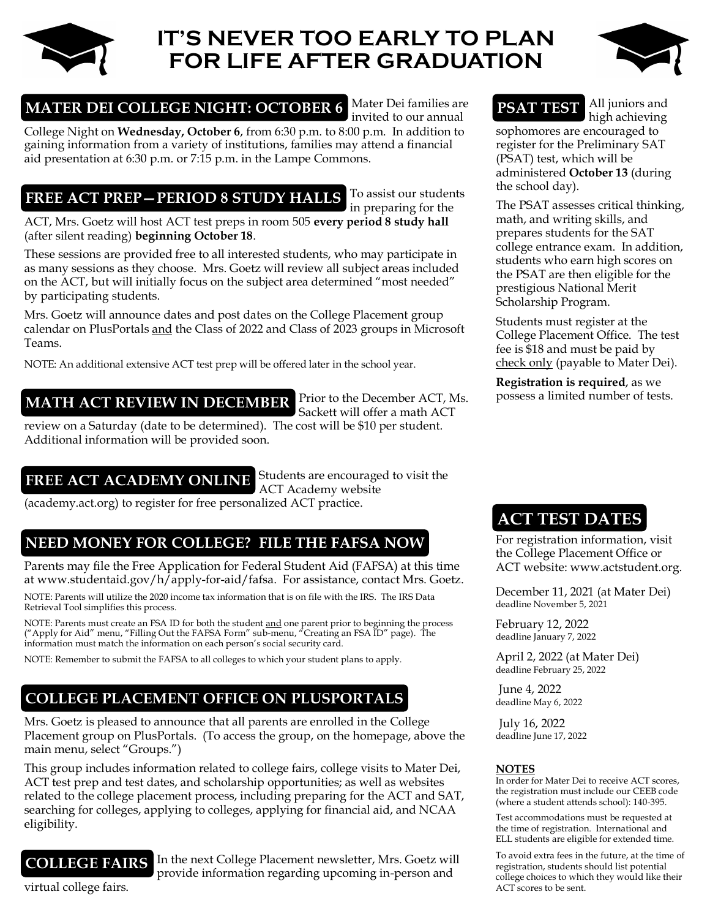# IT'S NEVER TOO EARLY TO PLAN FOR LIFE AFTER GRADUATION

## MATER DEI COLLEGE NIGHT: OCTOBER 6

Mater Dei families are invited to our annual College Night on **Wednesday, October 6**, from 6:30 p.m. to 8:00 p.m. In addition to gaining information from a variety of institutions, families may attend a financial aid presentation at 6:30 p.m. or 7:15 p.m. in the Lampe Commons.

## FREE ACT PREP—PERIOD 8 STUDY HALLS

To assist our students in preparing for the ACT, Mrs. Goetz will host ACT test preps in room 505 **every period 8 study hall** (after silent reading) **beginning October 18**.

These sessions are provided free to all interested students, who may participate in as many sessions as they choose. Mrs. Goetz will review all subject areas included on the ACT, but will initially focus on the subject area determined "most needed" by participating students.

Mrs. Goetz will announce dates and post dates on the College Placement group calendar on PlusPortals and the Class of 2022 and Class of 2023 groups in Microsoft Teams.

NOTE: An additional extensive ACT test prep will be offered later in the school year.

## MATH ACT REVIEW IN DECEMBER

Prior to the December ACT, Ms. Sackett will offer a math ACT review on a Saturday (date to be determined). The cost will be $10 per student. Additional information will be provided soon.

## FREE ACT ACADEMY ONLINE

Students are encouraged to visit the ACT Academy website (academy.act.org) to register for free personalized ACT practice.

## NEED MONEY FOR COLLEGE? FILE THE FAFSA NOW

Parents may file the Free Application for Federal Student Aid (FAFSA) at this time at www.studentaid.gov/h/apply-for-aid/fafsa. For assistance, contact Mrs. Goetz.

NOTE: Parents will utilize the 2020 income tax information that is on file with the IRS. The IRS Data Retrieval Tool simplifies this process.

NOTE: Parents must create an FSA ID for both the student and one parent prior to beginning the process ("Apply for Aid" menu, "Filling Out the FAFSA Form" sub-menu, "Creating an FSA ID" page). The information must match the information on each person's social security card.

NOTE: Remember to submit the FAFSA to all colleges to which your student plans to apply.

## COLLEGE PLACEMENT OFFICE ON PLUSPORTALS

Mrs. Goetz is pleased to announce that all parents are enrolled in the College Placement group on PlusPortals. (To access the group, on the homepage, above the main menu, select "Groups.")

This group includes information related to college fairs, college visits to Mater Dei, ACT test prep and test dates, and scholarship opportunities; as well as websites related to the college placement process, including preparing for the ACT and SAT, searching for colleges, applying to colleges, applying for financial aid, and NCAA eligibility.

## COLLEGE FAIRS

In the next College Placement newsletter, Mrs. Goetz will provide information regarding upcoming in-person and virtual college fairs.

## PSAT TEST

All juniors and high achieving sophomores are encouraged to register for the Preliminary SAT (PSAT) test, which will be administered **October 13** (during the school day).

The PSAT assesses critical thinking, math, and writing skills, and prepares students for the SAT college entrance exam. In addition, students who earn high scores on the PSAT are then eligible for the prestigious National Merit Scholarship Program.

Students must register at the College Placement Office. The test fee is $18 and must be paid by check only (payable to Mater Dei).

**Registration is required**, as we possess a limited number of tests.

## ACT TEST DATES

For registration information, visit the College Placement Office or ACT website: www.actstudent.org.

December 11, 2021 (at Mater Dei)
deadline November 5, 2021

February 12, 2022
deadline January 7, 2022

April 2, 2022 (at Mater Dei)
deadline February 25, 2022

June 4, 2022
deadline May 6, 2022

July 16, 2022
deadline June 17, 2022

**NOTES**

In order for Mater Dei to receive ACT scores, the registration must include our CEEB code (where a student attends school): 140-395.

Test accommodations must be requested at the time of registration. International and ELL students are eligible for extended time.

To avoid extra fees in the future, at the time of registration, students should list potential college choices to which they would like their ACT scores to be sent.